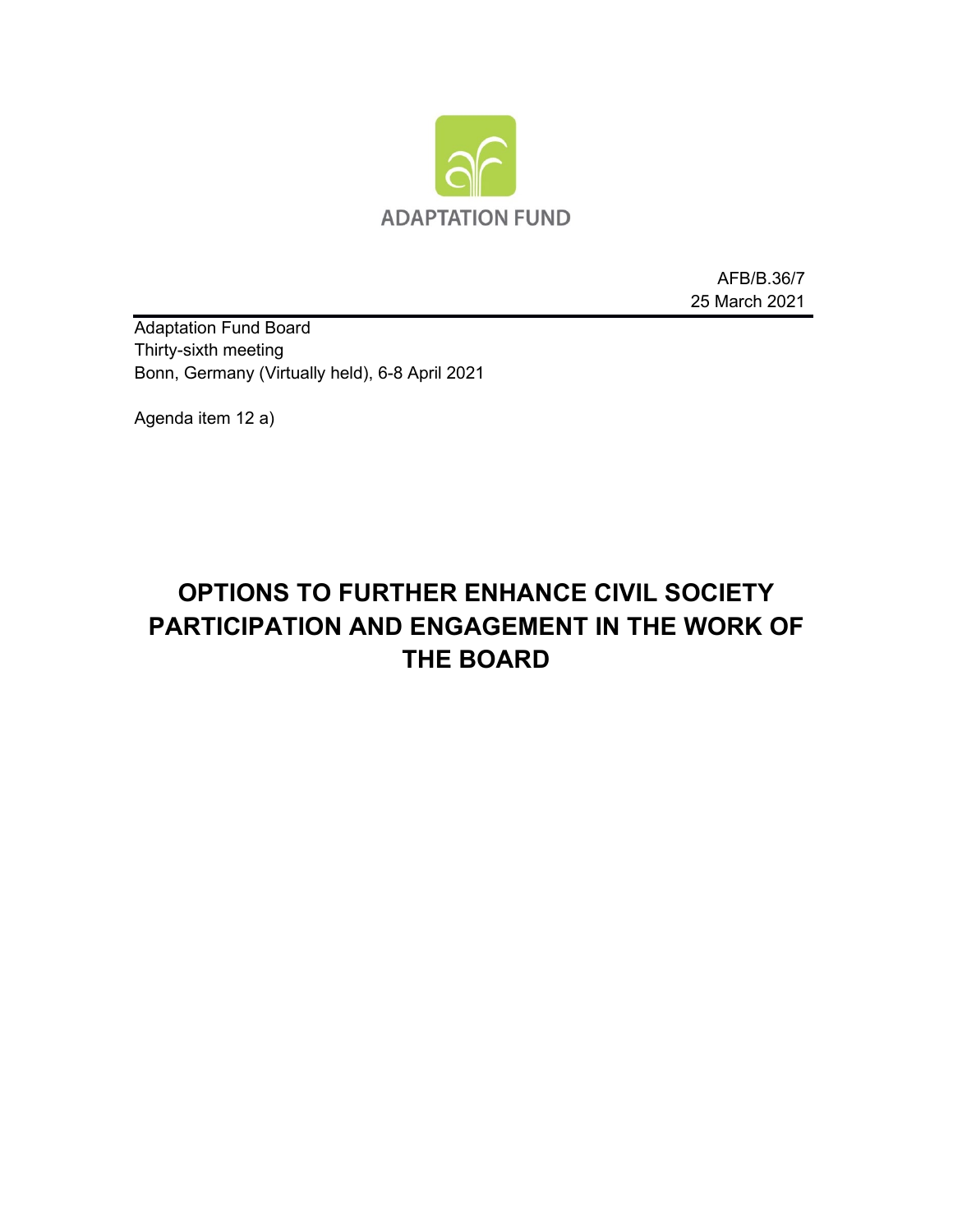ADAPTATION FUND

AFB/B.36/7
25 March 2021

Adaptation Fund Board
Thirty-sixth meeting
Bonn, Germany (Virtually held), 6-8 April 2021

Agenda item 12 a)

# OPTIONS TO FURTHER ENHANCE CIVIL SOCIETY PARTICIPATION AND ENGAGEMENT IN THE WORK OF THE BOARD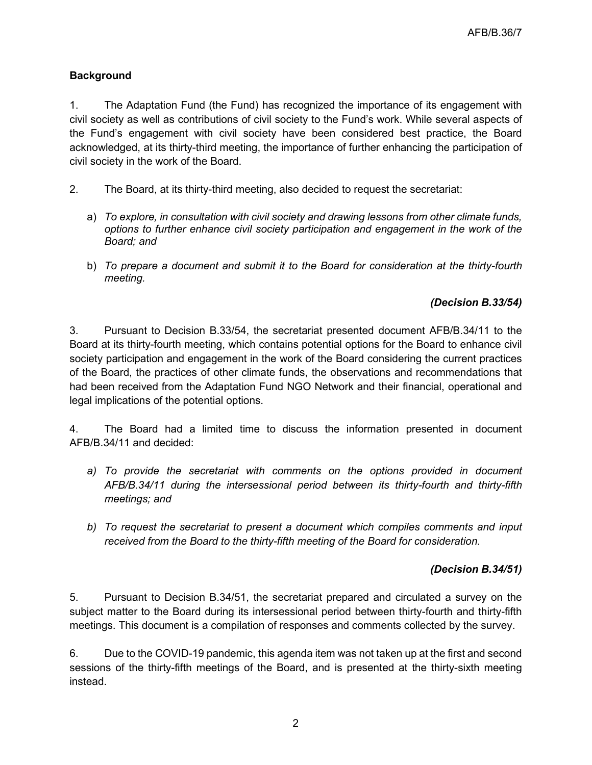## Background

1. The Adaptation Fund (the Fund) has recognized the importance of its engagement with civil society as well as contributions of civil society to the Fund's work. While several aspects of the Fund's engagement with civil society have been considered best practice, the Board acknowledged, at its thirty-third meeting, the importance of further enhancing the participation of civil society in the work of the Board.

2. The Board, at its thirty-third meeting, also decided to request the secretariat:

   a) *To explore, in consultation with civil society and drawing lessons from other climate funds, options to further enhance civil society participation and engagement in the work of the Board; and*

   b) *To prepare a document and submit it to the Board for consideration at the thirty-fourth meeting.*

***(Decision B.33/54)***

3. Pursuant to Decision B.33/54, the secretariat presented document AFB/B.34/11 to the Board at its thirty-fourth meeting, which contains potential options for the Board to enhance civil society participation and engagement in the work of the Board considering the current practices of the Board, the practices of other climate funds, the observations and recommendations that had been received from the Adaptation Fund NGO Network and their financial, operational and legal implications of the potential options.

4. The Board had a limited time to discuss the information presented in document AFB/B.34/11 and decided:

   *a) To provide the secretariat with comments on the options provided in document AFB/B.34/11 during the intersessional period between its thirty-fourth and thirty-fifth meetings; and*

   *b) To request the secretariat to present a document which compiles comments and input received from the Board to the thirty-fifth meeting of the Board for consideration.*

***(Decision B.34/51)***

5. Pursuant to Decision B.34/51, the secretariat prepared and circulated a survey on the subject matter to the Board during its intersessional period between thirty-fourth and thirty-fifth meetings. This document is a compilation of responses and comments collected by the survey.

6. Due to the COVID-19 pandemic, this agenda item was not taken up at the first and second sessions of the thirty-fifth meetings of the Board, and is presented at the thirty-sixth meeting instead.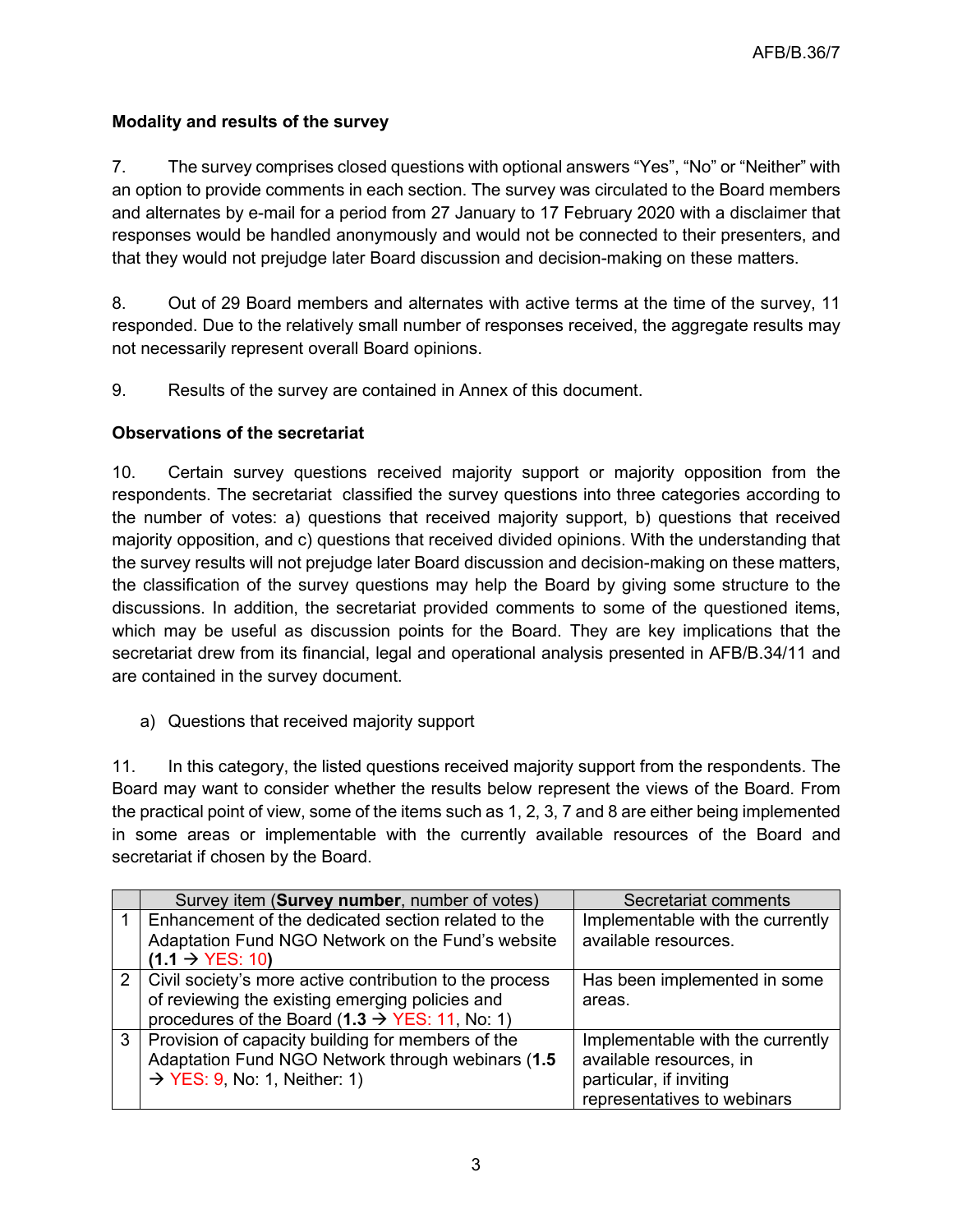**Modality and results of the survey**

7. The survey comprises closed questions with optional answers “Yes”, “No” or “Neither” with an option to provide comments in each section. The survey was circulated to the Board members and alternates by e-mail for a period from 27 January to 17 February 2020 with a disclaimer that responses would be handled anonymously and would not be connected to their presenters, and that they would not prejudge later Board discussion and decision-making on these matters.

8. Out of 29 Board members and alternates with active terms at the time of the survey, 11 responded. Due to the relatively small number of responses received, the aggregate results may not necessarily represent overall Board opinions.

9. Results of the survey are contained in Annex of this document.

**Observations of the secretariat**

10. Certain survey questions received majority support or majority opposition from the respondents. The secretariat classified the survey questions into three categories according to the number of votes: a) questions that received majority support, b) questions that received majority opposition, and c) questions that received divided opinions. With the understanding that the survey results will not prejudge later Board discussion and decision-making on these matters, the classification of the survey questions may help the Board by giving some structure to the discussions. In addition, the secretariat provided comments to some of the questioned items, which may be useful as discussion points for the Board. They are key implications that the secretariat drew from its financial, legal and operational analysis presented in AFB/B.34/11 and are contained in the survey document.

a) Questions that received majority support

11. In this category, the listed questions received majority support from the respondents. The Board may want to consider whether the results below represent the views of the Board. From the practical point of view, some of the items such as 1, 2, 3, 7 and 8 are either being implemented in some areas or implementable with the currently available resources of the Board and secretariat if chosen by the Board.

| | Survey item (**Survey number**, number of votes) | Secretariat comments |
|---|---|---|
| 1 | Enhancement of the dedicated section related to the Adaptation Fund NGO Network on the Fund’s website (**1.1 → YES: 10**) | Implementable with the currently available resources. |
| 2 | Civil society’s more active contribution to the process of reviewing the existing emerging policies and procedures of the Board (**1.3** → YES: 11, No: 1) | Has been implemented in some areas. |
| 3 | Provision of capacity building for members of the Adaptation Fund NGO Network through webinars (**1.5** → YES: 9, No: 1, Neither: 1) | Implementable with the currently available resources, in particular, if inviting representatives to webinars |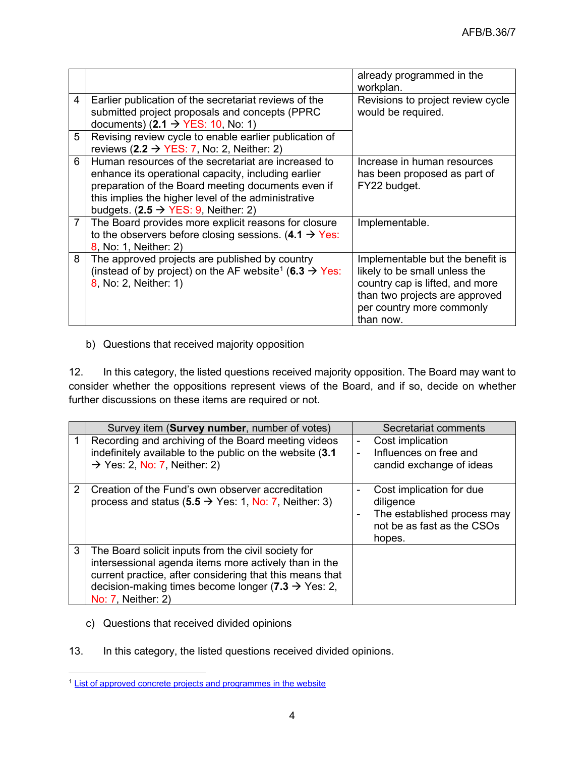| | | |
|---|---|---|
| | | already programmed in the workplan. |
| 4 | Earlier publication of the secretariat reviews of the submitted project proposals and concepts (PPRC documents) (**2.1** → YES: 10, No: 1) | Revisions to project review cycle would be required. |
| 5 | Revising review cycle to enable earlier publication of reviews (**2.2** → YES: 7, No: 2, Neither: 2) | |
| 6 | Human resources of the secretariat are increased to enhance its operational capacity, including earlier preparation of the Board meeting documents even if this implies the higher level of the administrative budgets. (**2.5** → YES: 9, Neither: 2) | Increase in human resources has been proposed as part of FY22 budget. |
| 7 | The Board provides more explicit reasons for closure to the observers before closing sessions. (**4.1** → Yes: 8, No: 1, Neither: 2) | Implementable. |
| 8 | The approved projects are published by country (instead of by project) on the AF website[1] (**6.3** → Yes: 8, No: 2, Neither: 1) | Implementable but the benefit is likely to be small unless the country cap is lifted, and more than two projects are approved per country more commonly than now. |

b) Questions that received majority opposition

12. In this category, the listed questions received majority opposition. The Board may want to consider whether the oppositions represent views of the Board, and if so, decide on whether further discussions on these items are required or not.

| | Survey item (**Survey number**, number of votes) | Secretariat comments |
|---|---|---|
| 1 | Recording and archiving of the Board meeting videos indefinitely available to the public on the website (**3.1** → Yes: 2, No: 7, Neither: 2) | - Cost implication<br>- Influences on free and candid exchange of ideas |
| 2 | Creation of the Fund's own observer accreditation process and status (**5.5** → Yes: 1, No: 7, Neither: 3) | - Cost implication for due diligence<br>- The established process may not be as fast as the CSOs hopes. |
| 3 | The Board solicit inputs from the civil society for intersessional agenda items more actively than in the current practice, after considering that this means that decision-making times become longer (**7.3** → Yes: 2, No: 7, Neither: 2) | |

c) Questions that received divided opinions

13. In this category, the listed questions received divided opinions.

[1] List of approved concrete projects and programmes in the website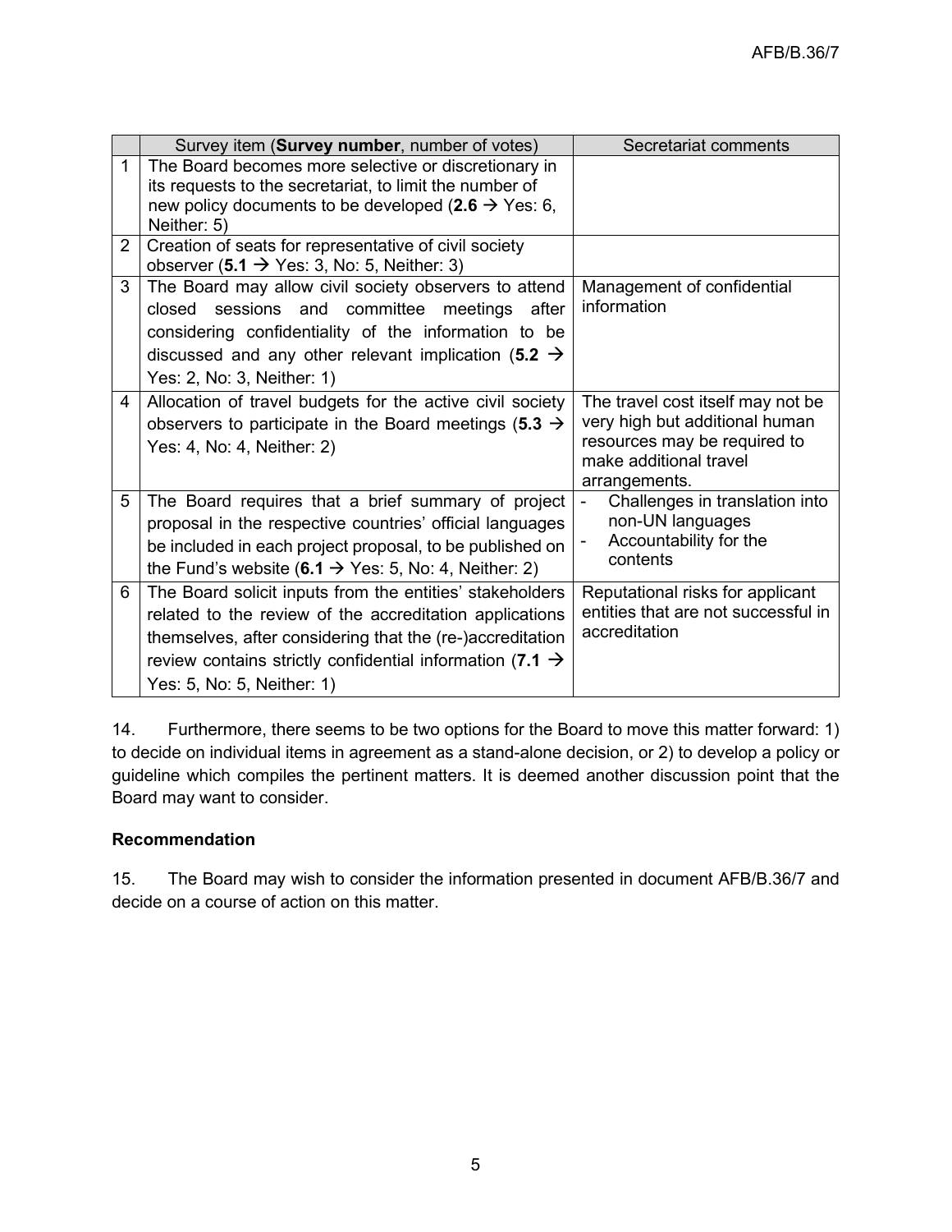| | Survey item (**Survey number**, number of votes) | Secretariat comments |
|---|---|---|
| 1 | The Board becomes more selective or discretionary in its requests to the secretariat, to limit the number of new policy documents to be developed (**2.6** → Yes: 6, Neither: 5) | |
| 2 | Creation of seats for representative of civil society observer (**5.1** → Yes: 3, No: 5, Neither: 3) | |
| 3 | The Board may allow civil society observers to attend closed sessions and committee meetings after considering confidentiality of the information to be discussed and any other relevant implication (**5.2** → Yes: 2, No: 3, Neither: 1) | Management of confidential information |
| 4 | Allocation of travel budgets for the active civil society observers to participate in the Board meetings (**5.3** → Yes: 4, No: 4, Neither: 2) | The travel cost itself may not be very high but additional human resources may be required to make additional travel arrangements. |
| 5 | The Board requires that a brief summary of project proposal in the respective countries' official languages be included in each project proposal, to be published on the Fund's website (**6.1** → Yes: 5, No: 4, Neither: 2) | - Challenges in translation into non-UN languages<br>- Accountability for the contents |
| 6 | The Board solicit inputs from the entities' stakeholders related to the review of the accreditation applications themselves, after considering that the (re-)accreditation review contains strictly confidential information (**7.1** → Yes: 5, No: 5, Neither: 1) | Reputational risks for applicant entities that are not successful in accreditation |

14. Furthermore, there seems to be two options for the Board to move this matter forward: 1) to decide on individual items in agreement as a stand-alone decision, or 2) to develop a policy or guideline which compiles the pertinent matters. It is deemed another discussion point that the Board may want to consider.

**Recommendation**

15. The Board may wish to consider the information presented in document AFB/B.36/7 and decide on a course of action on this matter.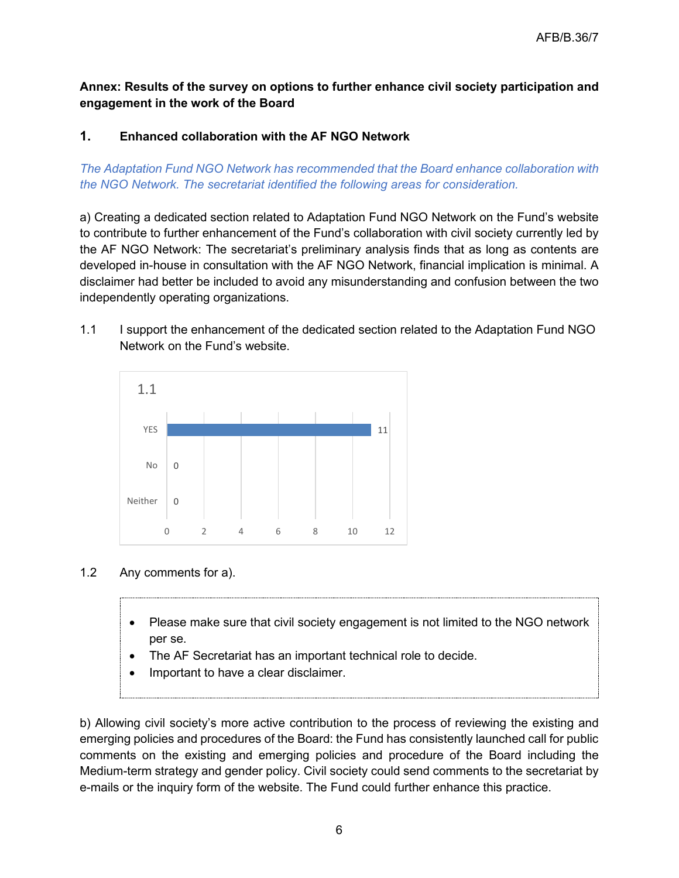**Annex: Results of the survey on options to further enhance civil society participation and engagement in the work of the Board**

## 1. Enhanced collaboration with the AF NGO Network

*The Adaptation Fund NGO Network has recommended that the Board enhance collaboration with the NGO Network. The secretariat identified the following areas for consideration.*

a) Creating a dedicated section related to Adaptation Fund NGO Network on the Fund's website to contribute to further enhancement of the Fund's collaboration with civil society currently led by the AF NGO Network: The secretariat's preliminary analysis finds that as long as contents are developed in-house in consultation with the AF NGO Network, financial implication is minimal. A disclaimer had better be included to avoid any misunderstanding and confusion between the two independently operating organizations.

1.1 I support the enhancement of the dedicated section related to the Adaptation Fund NGO Network on the Fund's website.

1.1

| Response | Count |
|---|---|
| YES | 11 |
| No | 0 |
| Neither | 0 |

1.2 Any comments for a).

- Please make sure that civil society engagement is not limited to the NGO network per se.
- The AF Secretariat has an important technical role to decide.
- Important to have a clear disclaimer.

b) Allowing civil society's more active contribution to the process of reviewing the existing and emerging policies and procedures of the Board: the Fund has consistently launched call for public comments on the existing and emerging policies and procedure of the Board including the Medium-term strategy and gender policy. Civil society could send comments to the secretariat by e-mails or the inquiry form of the website. The Fund could further enhance this practice.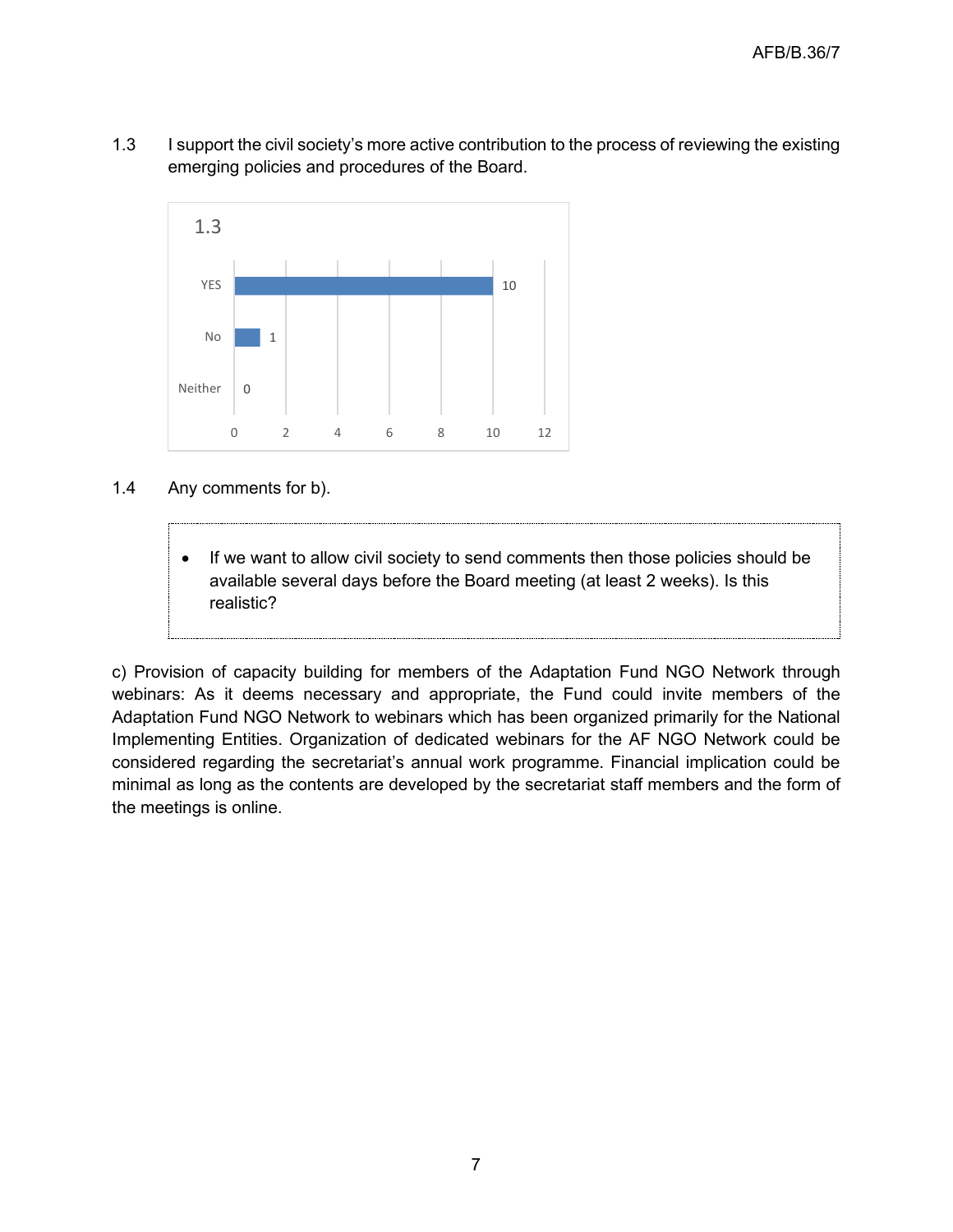1.3 I support the civil society's more active contribution to the process of reviewing the existing emerging policies and procedures of the Board.

| 1.3 | |
|---|---|
| YES | 10 |
| No | 1 |
| Neither | 0 |

1.4 Any comments for b).

- If we want to allow civil society to send comments then those policies should be available several days before the Board meeting (at least 2 weeks). Is this realistic?

c) Provision of capacity building for members of the Adaptation Fund NGO Network through webinars: As it deems necessary and appropriate, the Fund could invite members of the Adaptation Fund NGO Network to webinars which has been organized primarily for the National Implementing Entities. Organization of dedicated webinars for the AF NGO Network could be considered regarding the secretariat's annual work programme. Financial implication could be minimal as long as the contents are developed by the secretariat staff members and the form of the meetings is online.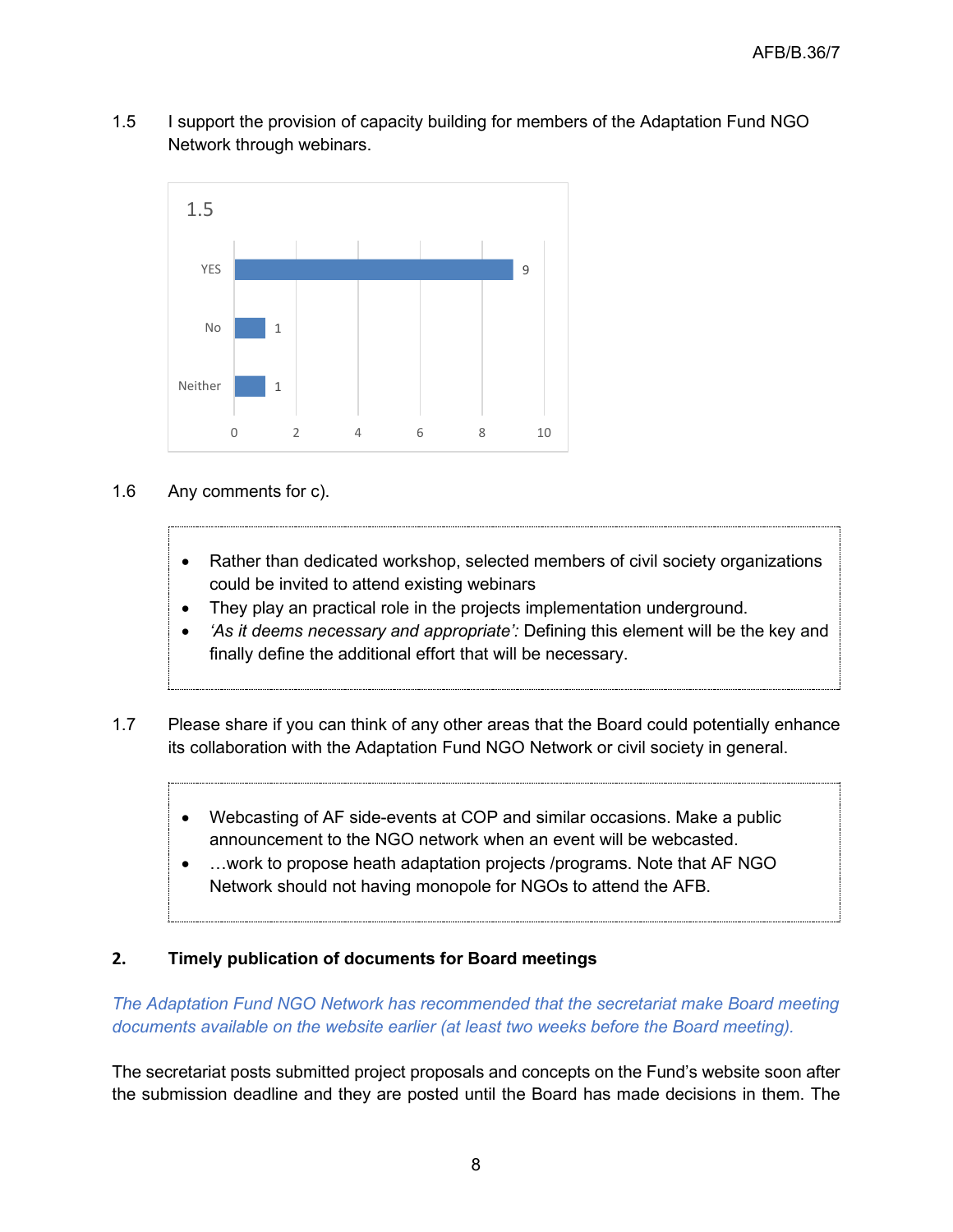1.5 I support the provision of capacity building for members of the Adaptation Fund NGO Network through webinars.

| 1.5 | |
|---|---|
| YES | 9 |
| No | 1 |
| Neither | 1 |

1.6 Any comments for c).

- Rather than dedicated workshop, selected members of civil society organizations could be invited to attend existing webinars
- They play an practical role in the projects implementation underground.
- *'As it deems necessary and appropriate':* Defining this element will be the key and finally define the additional effort that will be necessary.

1.7 Please share if you can think of any other areas that the Board could potentially enhance its collaboration with the Adaptation Fund NGO Network or civil society in general.

- Webcasting of AF side-events at COP and similar occasions. Make a public announcement to the NGO network when an event will be webcasted.
- …work to propose heath adaptation projects /programs. Note that AF NGO Network should not having monopole for NGOs to attend the AFB.

## 2. Timely publication of documents for Board meetings

*The Adaptation Fund NGO Network has recommended that the secretariat make Board meeting documents available on the website earlier (at least two weeks before the Board meeting).*

The secretariat posts submitted project proposals and concepts on the Fund's website soon after the submission deadline and they are posted until the Board has made decisions in them. The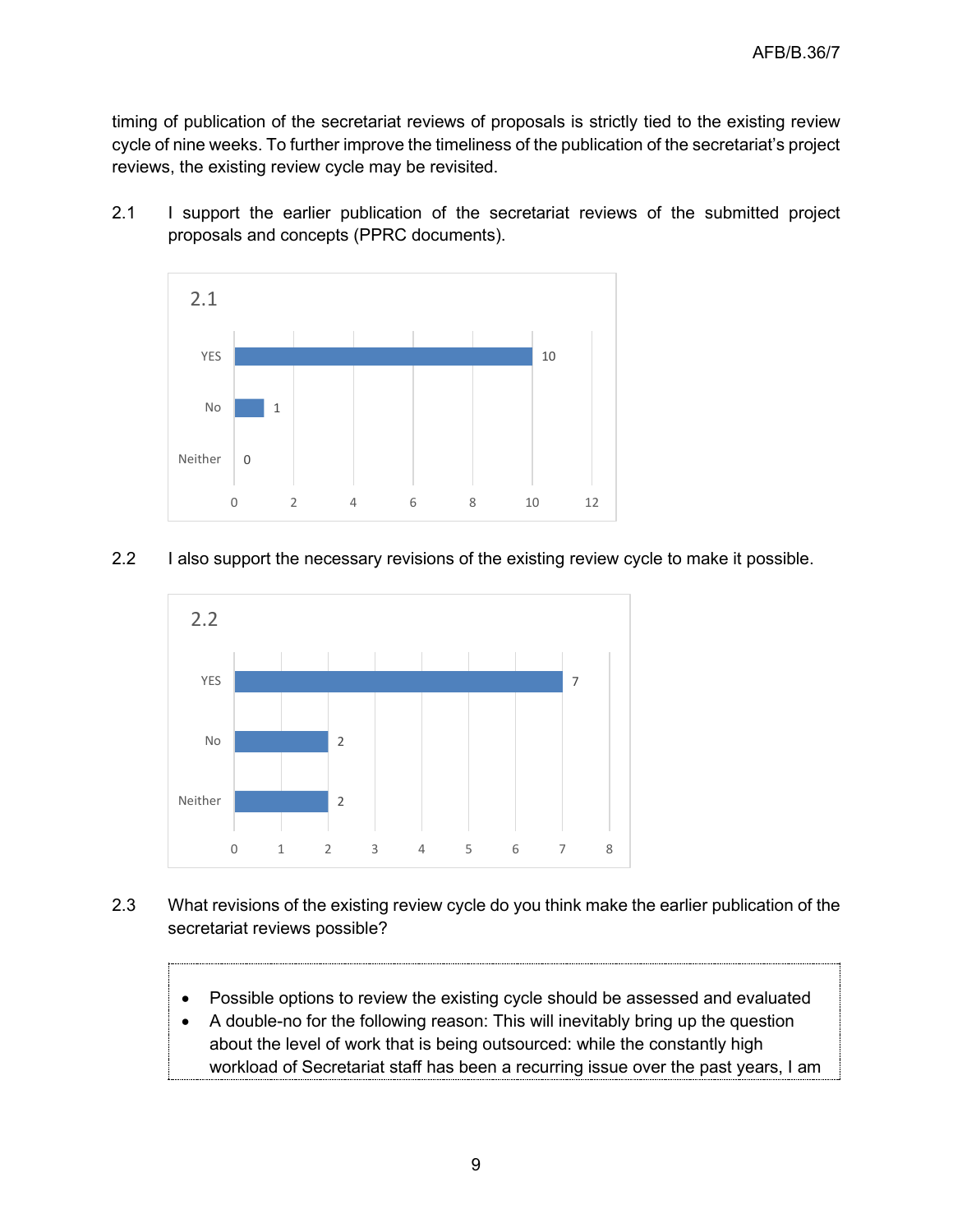timing of publication of the secretariat reviews of proposals is strictly tied to the existing review cycle of nine weeks. To further improve the timeliness of the publication of the secretariat's project reviews, the existing review cycle may be revisited.

2.1 I support the earlier publication of the secretariat reviews of the submitted project proposals and concepts (PPRC documents).

**2.1**

| Response | Count |
|---|---|
| YES | 10 |
| No | 1 |
| Neither | 0 |

2.2 I also support the necessary revisions of the existing review cycle to make it possible.

**2.2**

| Response | Count |
|---|---|
| YES | 7 |
| No | 2 |
| Neither | 2 |

2.3 What revisions of the existing review cycle do you think make the earlier publication of the secretariat reviews possible?

- Possible options to review the existing cycle should be assessed and evaluated
- A double-no for the following reason: This will inevitably bring up the question about the level of work that is being outsourced: while the constantly high workload of Secretariat staff has been a recurring issue over the past years, I am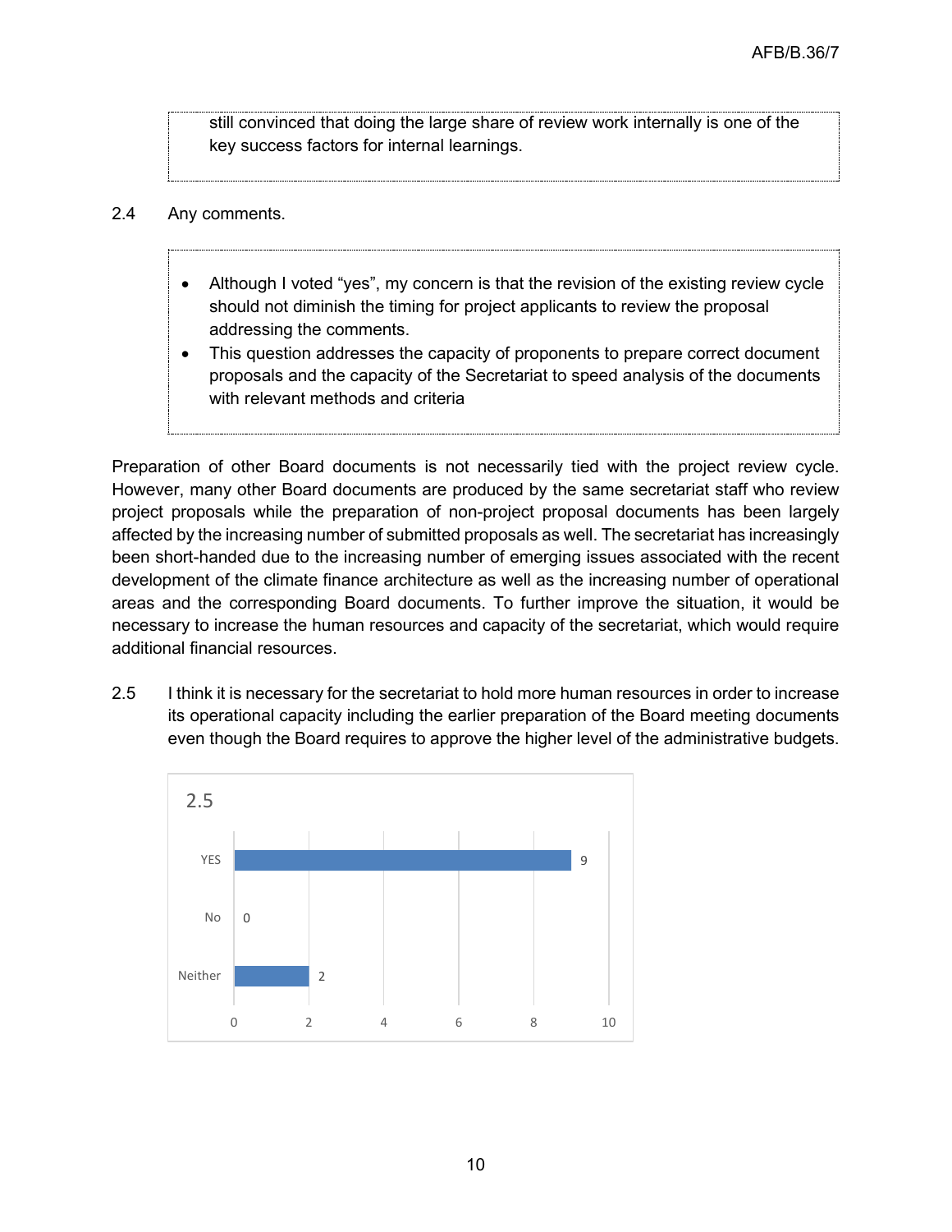> still convinced that doing the large share of review work internally is one of the key success factors for internal learnings.

2.4 Any comments.

> - Although I voted "yes", my concern is that the revision of the existing review cycle should not diminish the timing for project applicants to review the proposal addressing the comments.
> - This question addresses the capacity of proponents to prepare correct document proposals and the capacity of the Secretariat to speed analysis of the documents with relevant methods and criteria

Preparation of other Board documents is not necessarily tied with the project review cycle. However, many other Board documents are produced by the same secretariat staff who review project proposals while the preparation of non-project proposal documents has been largely affected by the increasing number of submitted proposals as well. The secretariat has increasingly been short-handed due to the increasing number of emerging issues associated with the recent development of the climate finance architecture as well as the increasing number of operational areas and the corresponding Board documents. To further improve the situation, it would be necessary to increase the human resources and capacity of the secretariat, which would require additional financial resources.

2.5 I think it is necessary for the secretariat to hold more human resources in order to increase its operational capacity including the earlier preparation of the Board meeting documents even though the Board requires to approve the higher level of the administrative budgets.

**2.5**

| Response | Count |
|---|---|
| YES | 9 |
| No | 0 |
| Neither | 2 |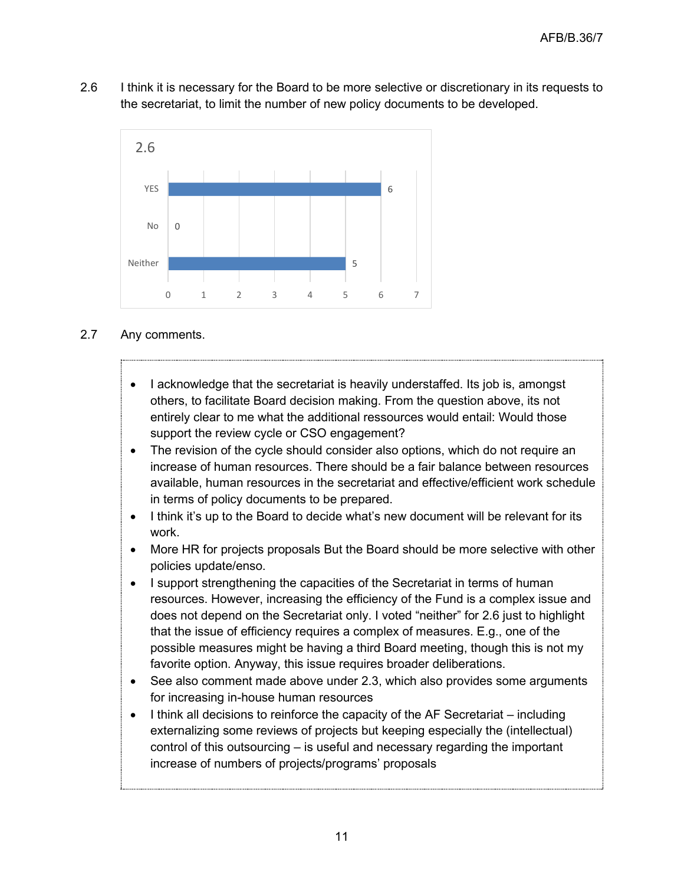2.6 I think it is necessary for the Board to be more selective or discretionary in its requests to the secretariat, to limit the number of new policy documents to be developed.

| 2.6 | |
|---|---|
| YES | 6 |
| No | 0 |
| Neither | 5 |

2.7 Any comments.

- I acknowledge that the secretariat is heavily understaffed. Its job is, amongst others, to facilitate Board decision making. From the question above, its not entirely clear to me what the additional ressources would entail: Would those support the review cycle or CSO engagement?
- The revision of the cycle should consider also options, which do not require an increase of human resources. There should be a fair balance between resources available, human resources in the secretariat and effective/efficient work schedule in terms of policy documents to be prepared.
- I think it's up to the Board to decide what's new document will be relevant for its work.
- More HR for projects proposals But the Board should be more selective with other policies update/enso.
- I support strengthening the capacities of the Secretariat in terms of human resources. However, increasing the efficiency of the Fund is a complex issue and does not depend on the Secretariat only. I voted "neither" for 2.6 just to highlight that the issue of efficiency requires a complex of measures. E.g., one of the possible measures might be having a third Board meeting, though this is not my favorite option. Anyway, this issue requires broader deliberations.
- See also comment made above under 2.3, which also provides some arguments for increasing in-house human resources
- I think all decisions to reinforce the capacity of the AF Secretariat – including externalizing some reviews of projects but keeping especially the (intellectual) control of this outsourcing – is useful and necessary regarding the important increase of numbers of projects/programs' proposals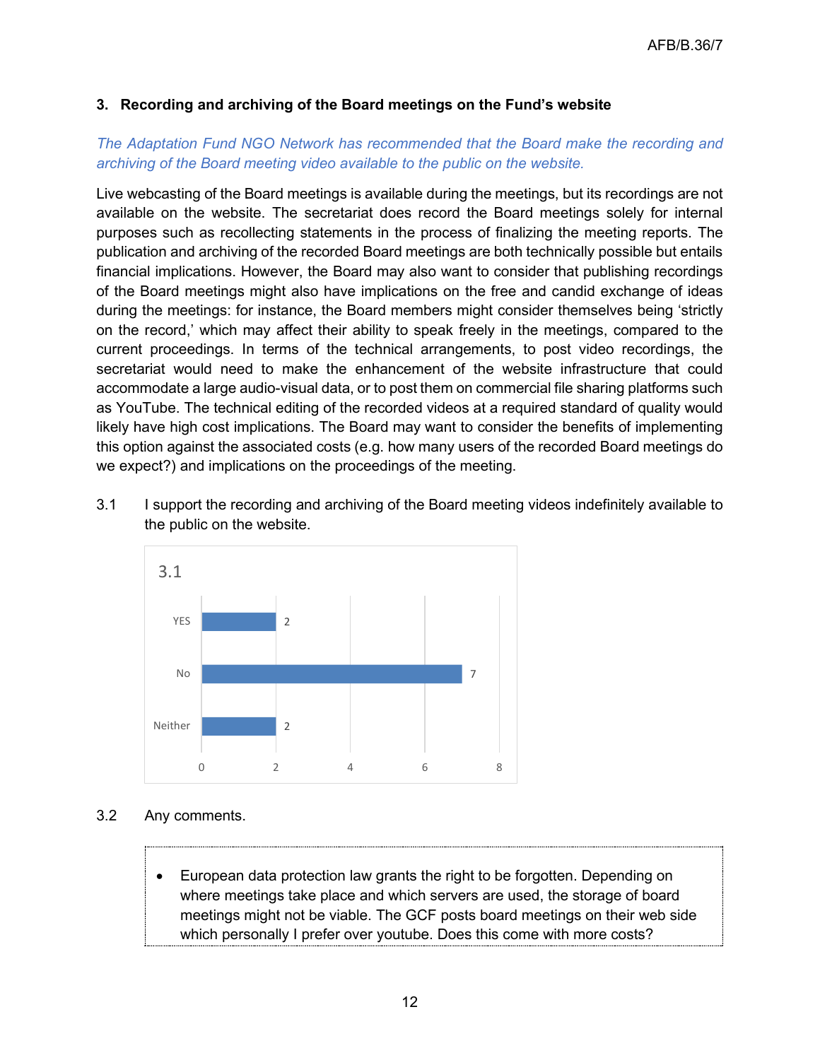### 3. Recording and archiving of the Board meetings on the Fund's website

*The Adaptation Fund NGO Network has recommended that the Board make the recording and archiving of the Board meeting video available to the public on the website.*

Live webcasting of the Board meetings is available during the meetings, but its recordings are not available on the website. The secretariat does record the Board meetings solely for internal purposes such as recollecting statements in the process of finalizing the meeting reports. The publication and archiving of the recorded Board meetings are both technically possible but entails financial implications. However, the Board may also want to consider that publishing recordings of the Board meetings might also have implications on the free and candid exchange of ideas during the meetings: for instance, the Board members might consider themselves being 'strictly on the record,' which may affect their ability to speak freely in the meetings, compared to the current proceedings. In terms of the technical arrangements, to post video recordings, the secretariat would need to make the enhancement of the website infrastructure that could accommodate a large audio-visual data, or to post them on commercial file sharing platforms such as YouTube. The technical editing of the recorded videos at a required standard of quality would likely have high cost implications. The Board may want to consider the benefits of implementing this option against the associated costs (e.g. how many users of the recorded Board meetings do we expect?) and implications on the proceedings of the meeting.

3.1 I support the recording and archiving of the Board meeting videos indefinitely available to the public on the website.

3.1

| Response | Count |
|---|---|
| YES | 2 |
| No | 7 |
| Neither | 2 |

3.2 Any comments.

- European data protection law grants the right to be forgotten. Depending on where meetings take place and which servers are used, the storage of board meetings might not be viable. The GCF posts board meetings on their web side which personally I prefer over youtube. Does this come with more costs?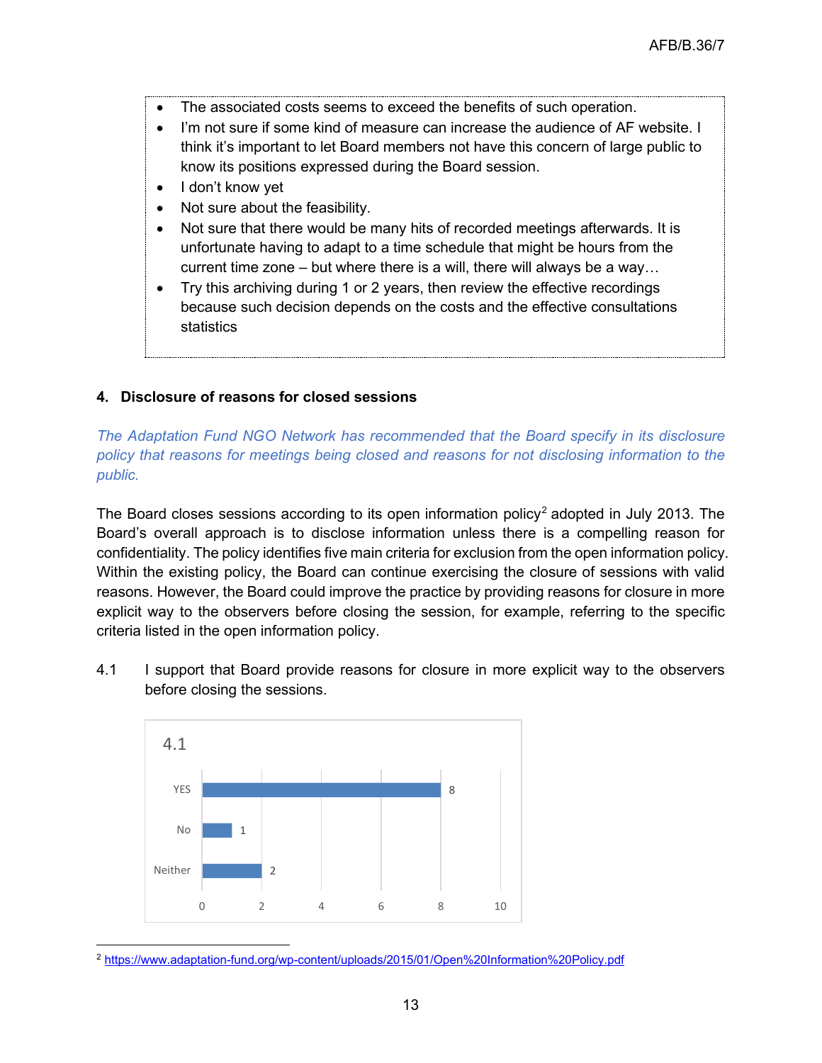- The associated costs seems to exceed the benefits of such operation.
- I'm not sure if some kind of measure can increase the audience of AF website. I think it's important to let Board members not have this concern of large public to know its positions expressed during the Board session.
- I don't know yet
- Not sure about the feasibility.
- Not sure that there would be many hits of recorded meetings afterwards. It is unfortunate having to adapt to a time schedule that might be hours from the current time zone – but where there is a will, there will always be a way…
- Try this archiving during 1 or 2 years, then review the effective recordings because such decision depends on the costs and the effective consultations statistics

## 4. Disclosure of reasons for closed sessions

*The Adaptation Fund NGO Network has recommended that the Board specify in its disclosure policy that reasons for meetings being closed and reasons for not disclosing information to the public.*

The Board closes sessions according to its open information policy[2] adopted in July 2013. The Board's overall approach is to disclose information unless there is a compelling reason for confidentiality. The policy identifies five main criteria for exclusion from the open information policy. Within the existing policy, the Board can continue exercising the closure of sessions with valid reasons. However, the Board could improve the practice by providing reasons for closure in more explicit way to the observers before closing the session, for example, referring to the specific criteria listed in the open information policy.

4.1 I support that Board provide reasons for closure in more explicit way to the observers before closing the sessions.

**4.1**

| Response | Count |
|---|---|
| YES | 8 |
| No | 1 |
| Neither | 2 |

[2] https://www.adaptation-fund.org/wp-content/uploads/2015/01/Open%20Information%20Policy.pdf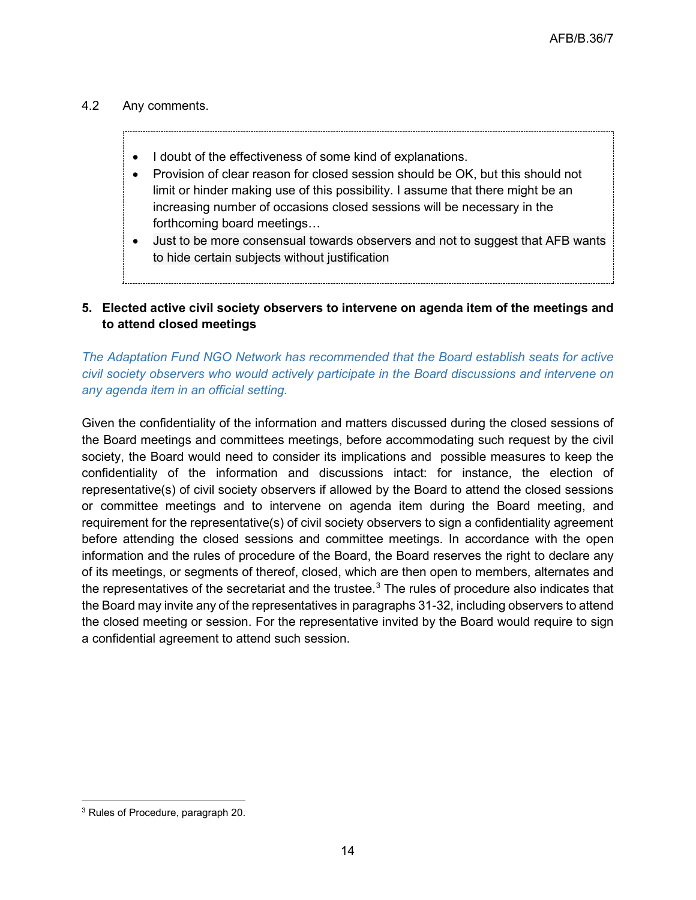4.2 Any comments.

- I doubt of the effectiveness of some kind of explanations.
- Provision of clear reason for closed session should be OK, but this should not limit or hinder making use of this possibility. I assume that there might be an increasing number of occasions closed sessions will be necessary in the forthcoming board meetings…
- Just to be more consensual towards observers and not to suggest that AFB wants to hide certain subjects without justification

**5. Elected active civil society observers to intervene on agenda item of the meetings and to attend closed meetings**

*The Adaptation Fund NGO Network has recommended that the Board establish seats for active civil society observers who would actively participate in the Board discussions and intervene on any agenda item in an official setting.*

Given the confidentiality of the information and matters discussed during the closed sessions of the Board meetings and committees meetings, before accommodating such request by the civil society, the Board would need to consider its implications and possible measures to keep the confidentiality of the information and discussions intact: for instance, the election of representative(s) of civil society observers if allowed by the Board to attend the closed sessions or committee meetings and to intervene on agenda item during the Board meeting, and requirement for the representative(s) of civil society observers to sign a confidentiality agreement before attending the closed sessions and committee meetings. In accordance with the open information and the rules of procedure of the Board, the Board reserves the right to declare any of its meetings, or segments of thereof, closed, which are then open to members, alternates and the representatives of the secretariat and the trustee.[3] The rules of procedure also indicates that the Board may invite any of the representatives in paragraphs 31-32, including observers to attend the closed meeting or session. For the representative invited by the Board would require to sign a confidential agreement to attend such session.

[3] Rules of Procedure, paragraph 20.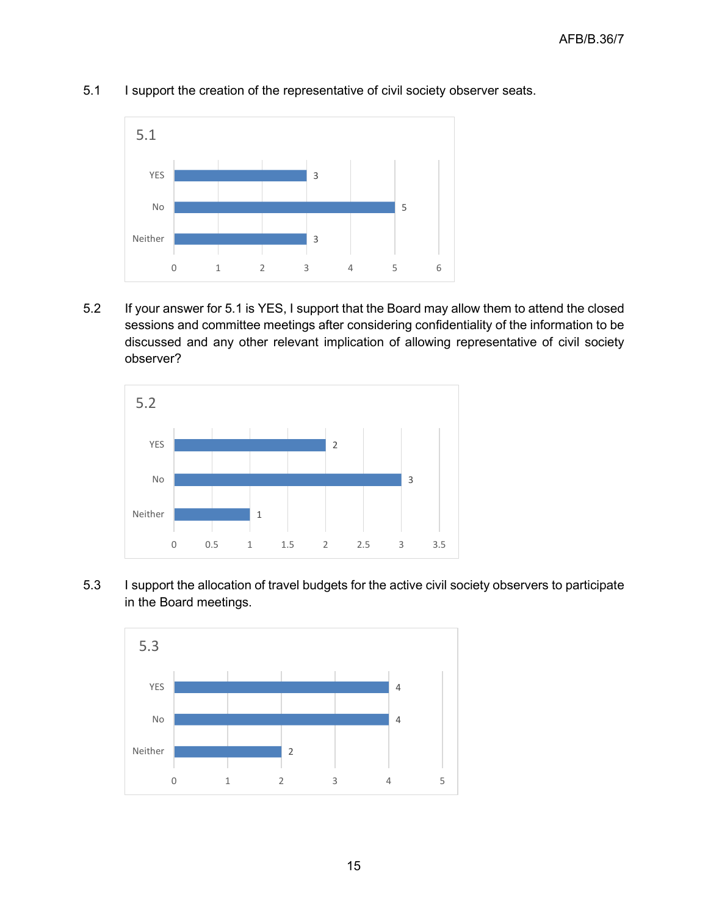5.1 I support the creation of the representative of civil society observer seats.

**5.1**

| | |
|---|---|
| YES | 3 |
| No | 5 |
| Neither | 3 |

5.2 If your answer for 5.1 is YES, I support that the Board may allow them to attend the closed sessions and committee meetings after considering confidentiality of the information to be discussed and any other relevant implication of allowing representative of civil society observer?

**5.2**

| | |
|---|---|
| YES | 2 |
| No | 3 |
| Neither | 1 |

5.3 I support the allocation of travel budgets for the active civil society observers to participate in the Board meetings.

**5.3**

| | |
|---|---|
| YES | 4 |
| No | 4 |
| Neither | 2 |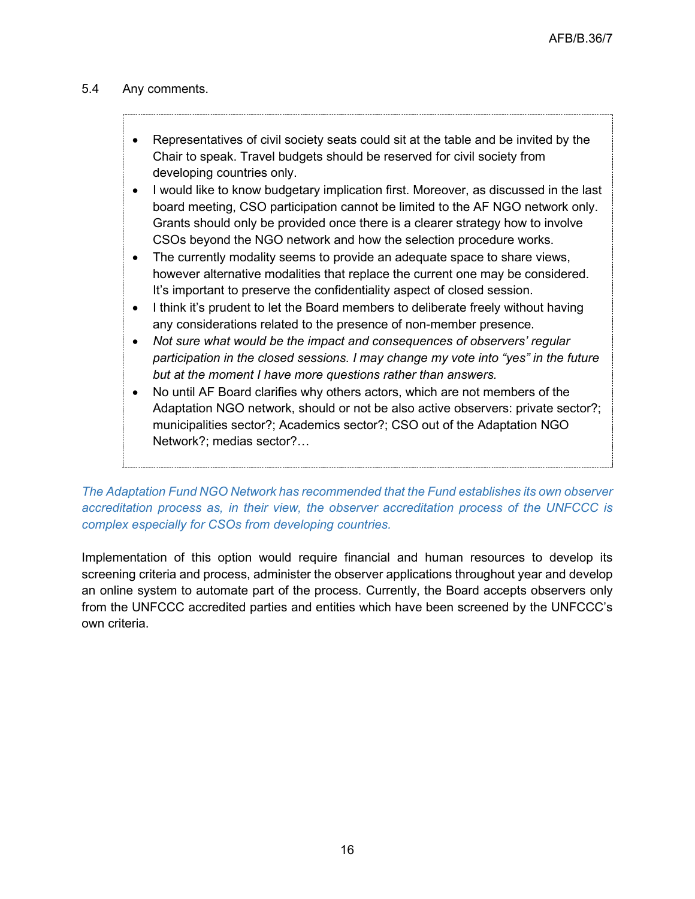5.4 Any comments.

- Representatives of civil society seats could sit at the table and be invited by the Chair to speak. Travel budgets should be reserved for civil society from developing countries only.
- I would like to know budgetary implication first. Moreover, as discussed in the last board meeting, CSO participation cannot be limited to the AF NGO network only. Grants should only be provided once there is a clearer strategy how to involve CSOs beyond the NGO network and how the selection procedure works.
- The currently modality seems to provide an adequate space to share views, however alternative modalities that replace the current one may be considered. It's important to preserve the confidentiality aspect of closed session.
- I think it's prudent to let the Board members to deliberate freely without having any considerations related to the presence of non-member presence.
- *Not sure what would be the impact and consequences of observers' regular participation in the closed sessions. I may change my vote into "yes" in the future but at the moment I have more questions rather than answers.*
- No until AF Board clarifies why others actors, which are not members of the Adaptation NGO network, should or not be also active observers: private sector?; municipalities sector?; Academics sector?; CSO out of the Adaptation NGO Network?; medias sector?…

*The Adaptation Fund NGO Network has recommended that the Fund establishes its own observer accreditation process as, in their view, the observer accreditation process of the UNFCCC is complex especially for CSOs from developing countries.*

Implementation of this option would require financial and human resources to develop its screening criteria and process, administer the observer applications throughout year and develop an online system to automate part of the process. Currently, the Board accepts observers only from the UNFCCC accredited parties and entities which have been screened by the UNFCCC's own criteria.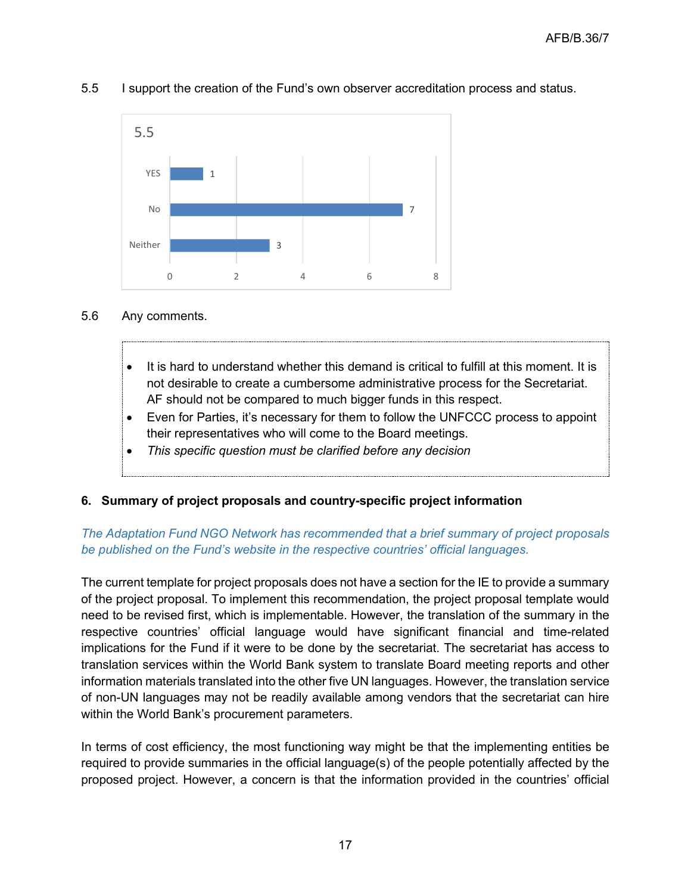5.5 I support the creation of the Fund's own observer accreditation process and status.

| 5.5 | |
|---|---|
| YES | 1 |
| No | 7 |
| Neither | 3 |

5.6 Any comments.

- It is hard to understand whether this demand is critical to fulfill at this moment. It is not desirable to create a cumbersome administrative process for the Secretariat. AF should not be compared to much bigger funds in this respect.
- Even for Parties, it's necessary for them to follow the UNFCCC process to appoint their representatives who will come to the Board meetings.
- *This specific question must be clarified before any decision*

## 6. Summary of project proposals and country-specific project information

*The Adaptation Fund NGO Network has recommended that a brief summary of project proposals be published on the Fund's website in the respective countries' official languages.*

The current template for project proposals does not have a section for the IE to provide a summary of the project proposal. To implement this recommendation, the project proposal template would need to be revised first, which is implementable. However, the translation of the summary in the respective countries' official language would have significant financial and time-related implications for the Fund if it were to be done by the secretariat. The secretariat has access to translation services within the World Bank system to translate Board meeting reports and other information materials translated into the other five UN languages. However, the translation service of non-UN languages may not be readily available among vendors that the secretariat can hire within the World Bank's procurement parameters.

In terms of cost efficiency, the most functioning way might be that the implementing entities be required to provide summaries in the official language(s) of the people potentially affected by the proposed project. However, a concern is that the information provided in the countries' official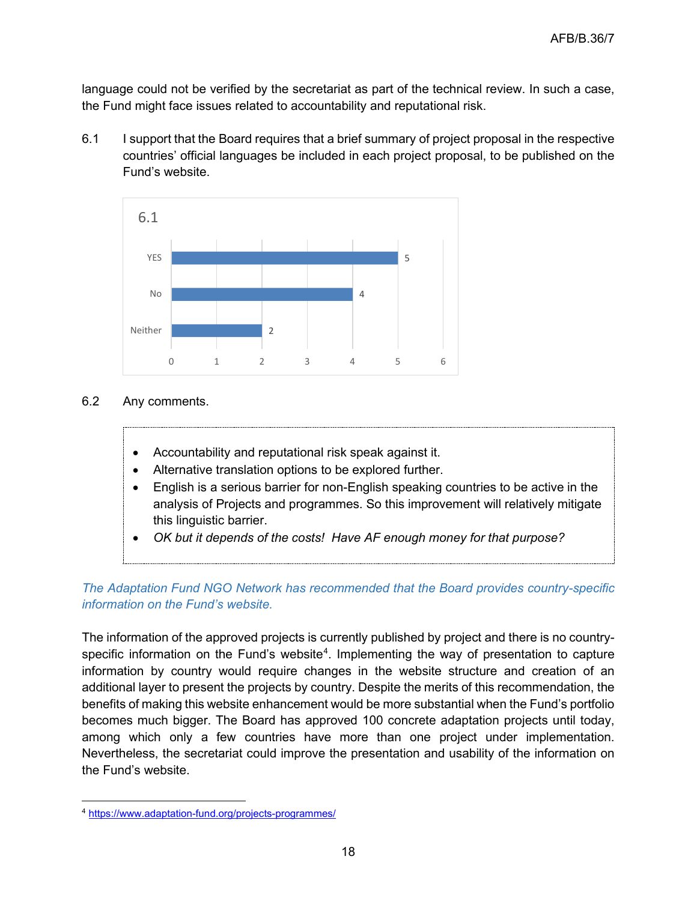language could not be verified by the secretariat as part of the technical review. In such a case, the Fund might face issues related to accountability and reputational risk.

6.1 I support that the Board requires that a brief summary of project proposal in the respective countries' official languages be included in each project proposal, to be published on the Fund's website.

| 6.1 | |
|---|---|
| YES | 5 |
| No | 4 |
| Neither | 2 |

6.2 Any comments.

- Accountability and reputational risk speak against it.
- Alternative translation options to be explored further.
- English is a serious barrier for non-English speaking countries to be active in the analysis of Projects and programmes. So this improvement will relatively mitigate this linguistic barrier.
- *OK but it depends of the costs! Have AF enough money for that purpose?*

*The Adaptation Fund NGO Network has recommended that the Board provides country-specific information on the Fund's website.*

The information of the approved projects is currently published by project and there is no country-specific information on the Fund's website[4]. Implementing the way of presentation to capture information by country would require changes in the website structure and creation of an additional layer to present the projects by country. Despite the merits of this recommendation, the benefits of making this website enhancement would be more substantial when the Fund's portfolio becomes much bigger. The Board has approved 100 concrete adaptation projects until today, among which only a few countries have more than one project under implementation. Nevertheless, the secretariat could improve the presentation and usability of the information on the Fund's website.

[4] https://www.adaptation-fund.org/projects-programmes/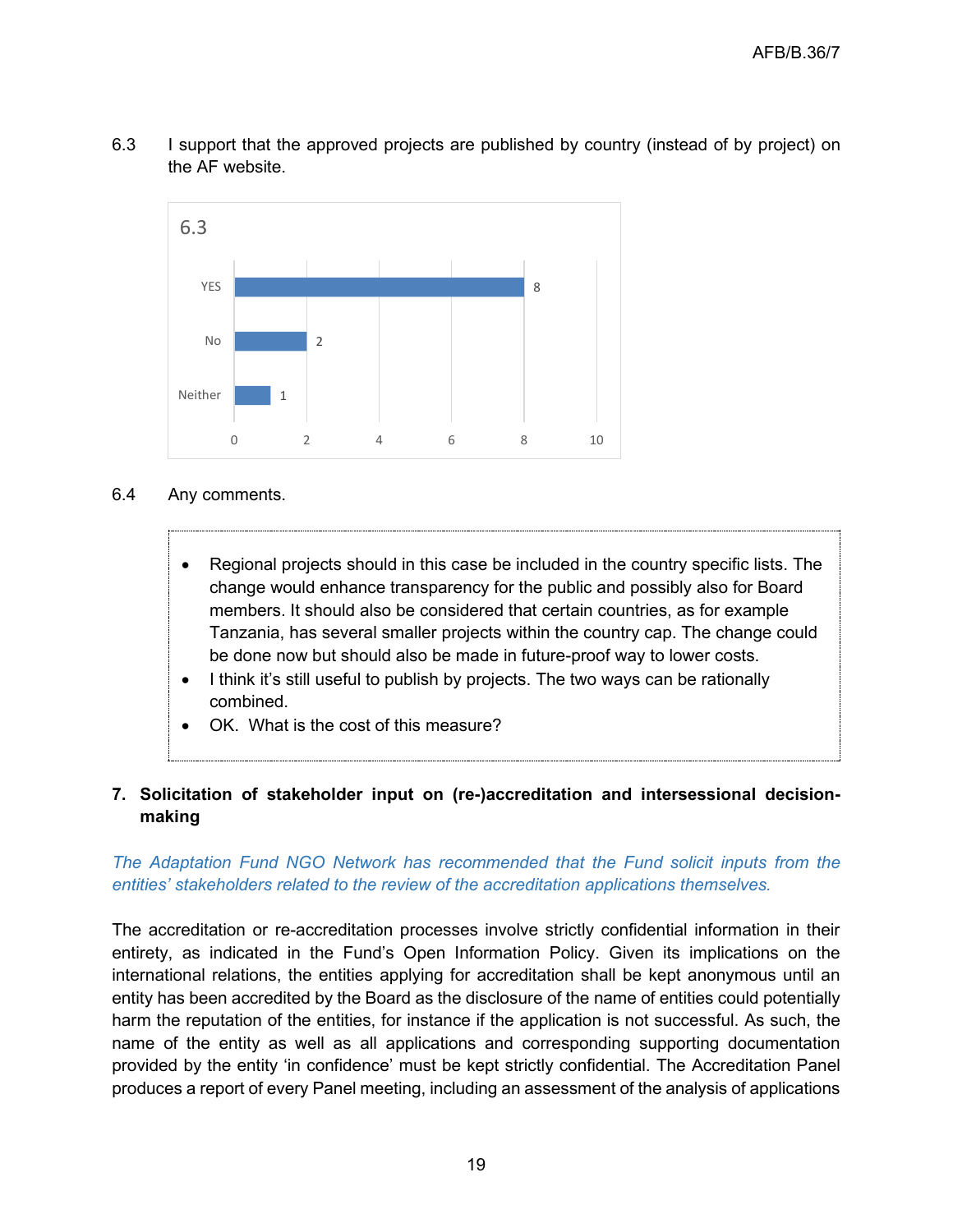6.3 I support that the approved projects are published by country (instead of by project) on the AF website.

6.3

| | |
|---|---|
| YES | 8 |
| No | 2 |
| Neither | 1 |

6.4 Any comments.

- Regional projects should in this case be included in the country specific lists. The change would enhance transparency for the public and possibly also for Board members. It should also be considered that certain countries, as for example Tanzania, has several smaller projects within the country cap. The change could be done now but should also be made in future-proof way to lower costs.
- I think it's still useful to publish by projects. The two ways can be rationally combined.
- OK. What is the cost of this measure?

## 7. Solicitation of stakeholder input on (re-)accreditation and intersessional decision-making

*The Adaptation Fund NGO Network has recommended that the Fund solicit inputs from the entities' stakeholders related to the review of the accreditation applications themselves.*

The accreditation or re-accreditation processes involve strictly confidential information in their entirety, as indicated in the Fund's Open Information Policy. Given its implications on the international relations, the entities applying for accreditation shall be kept anonymous until an entity has been accredited by the Board as the disclosure of the name of entities could potentially harm the reputation of the entities, for instance if the application is not successful. As such, the name of the entity as well as all applications and corresponding supporting documentation provided by the entity 'in confidence' must be kept strictly confidential. The Accreditation Panel produces a report of every Panel meeting, including an assessment of the analysis of applications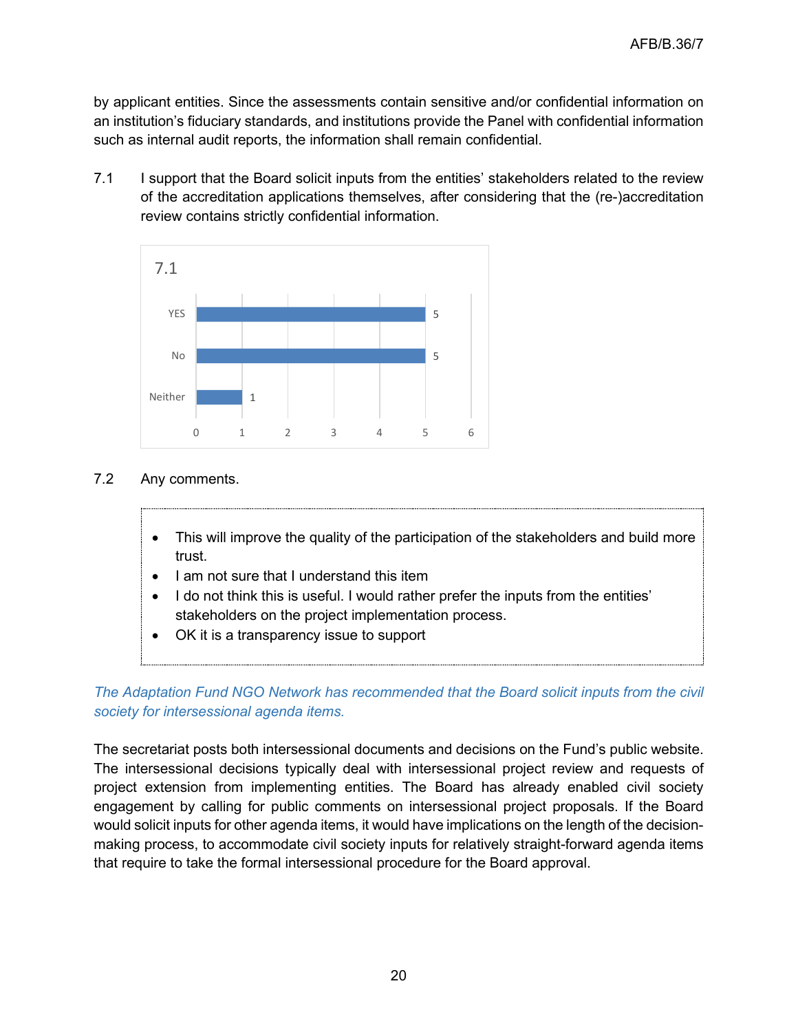by applicant entities. Since the assessments contain sensitive and/or confidential information on an institution's fiduciary standards, and institutions provide the Panel with confidential information such as internal audit reports, the information shall remain confidential.

7.1 I support that the Board solicit inputs from the entities' stakeholders related to the review of the accreditation applications themselves, after considering that the (re-)accreditation review contains strictly confidential information.

| 7.1 | |
|---|---|
| YES | 5 |
| No | 5 |
| Neither | 1 |

7.2 Any comments.

- This will improve the quality of the participation of the stakeholders and build more trust.
- I am not sure that I understand this item
- I do not think this is useful. I would rather prefer the inputs from the entities' stakeholders on the project implementation process.
- OK it is a transparency issue to support

*The Adaptation Fund NGO Network has recommended that the Board solicit inputs from the civil society for intersessional agenda items.*

The secretariat posts both intersessional documents and decisions on the Fund's public website. The intersessional decisions typically deal with intersessional project review and requests of project extension from implementing entities. The Board has already enabled civil society engagement by calling for public comments on intersessional project proposals. If the Board would solicit inputs for other agenda items, it would have implications on the length of the decision-making process, to accommodate civil society inputs for relatively straight-forward agenda items that require to take the formal intersessional procedure for the Board approval.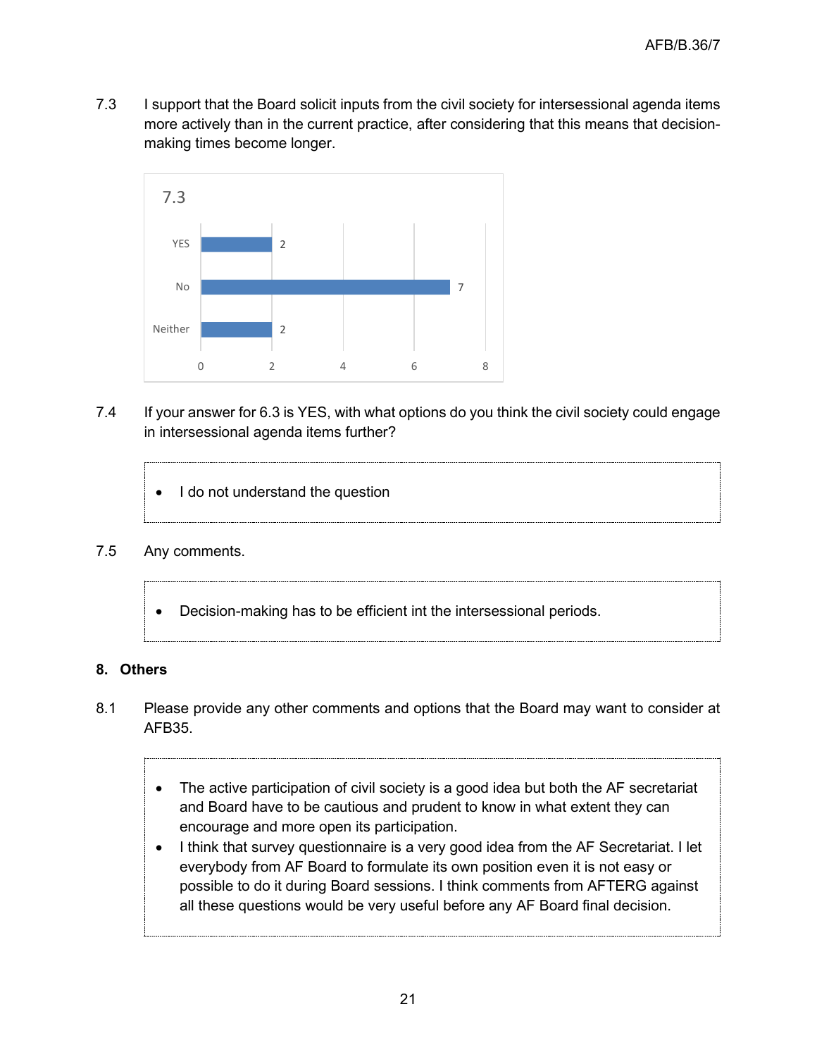7.3 I support that the Board solicit inputs from the civil society for intersessional agenda items more actively than in the current practice, after considering that this means that decision-making times become longer.

7.3

YES 2

No 7

Neither 2

0 2 4 6 8

7.4 If your answer for 6.3 is YES, with what options do you think the civil society could engage in intersessional agenda items further?

- I do not understand the question

7.5 Any comments.

- Decision-making has to be efficient int the intersessional periods.

## 8. Others

8.1 Please provide any other comments and options that the Board may want to consider at AFB35.

- The active participation of civil society is a good idea but both the AF secretariat and Board have to be cautious and prudent to know in what extent they can encourage and more open its participation.
- I think that survey questionnaire is a very good idea from the AF Secretariat. I let everybody from AF Board to formulate its own position even it is not easy or possible to do it during Board sessions. I think comments from AFTERG against all these questions would be very useful before any AF Board final decision.